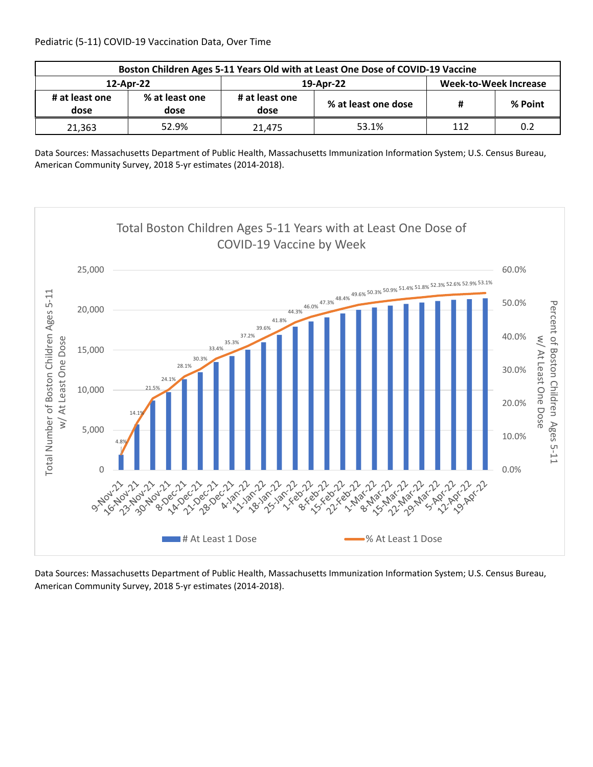Pediatric (5-11) COVID-19 Vaccination Data, Over Time

| Boston Children Ages 5-11 Years Old with at Least One Dose of COVID-19 Vaccine | | | | | |
|---|---|---|---|---|---|
| 12-Apr-22 | | 19-Apr-22 | | Week-to-Week Increase | |
| # at least one dose | % at least one dose | # at least one dose | % at least one dose | # | % Point |
| 21,363 | 52.9% | 21,475 | 53.1% | 112 | 0.2 |

Data Sources: Massachusetts Department of Public Health, Massachusetts Immunization Information System; U.S. Census Bureau, American Community Survey, 2018 5-yr estimates (2014-2018).

**Total Boston Children Ages 5-11 Years with at Least One Dose of COVID-19 Vaccine by Week**

| Week | % At Least 1 Dose |
|---|---|
| 9-Nov-21 | 4.8% |
| 16-Nov-21 | 14.1% |
| 23-Nov-21 | 21.5% |
| 30-Nov-21 | 24.1% |
| 8-Dec-21 | 28.1% |
| 14-Dec-21 | 30.3% |
| 21-Dec-21 | 33.4% |
| 28-Dec-21 | 35.3% |
| 4-Jan-22 | 37.2% |
| 11-Jan-22 | 39.6% |
| 18-Jan-22 | 41.8% |
| 25-Jan-22 | 44.3% |
| 1-Feb-22 | 46.0% |
| 8-Feb-22 | 47.3% |
| 15-Feb-22 | 48.4% |
| 22-Feb-22 | 49.6% |
| 1-Mar-22 | 50.3% |
| 8-Mar-22 | 50.9% |
| 15-Mar-22 | 51.4% |
| 22-Mar-22 | 51.8% |
| 29-Mar-22 | 52.3% |
| 5-Apr-22 | 52.6% |
| 12-Apr-22 | 52.9% |
| 19-Apr-22 | 53.1% |

Data Sources: Massachusetts Department of Public Health, Massachusetts Immunization Information System; U.S. Census Bureau, American Community Survey, 2018 5-yr estimates (2014-2018).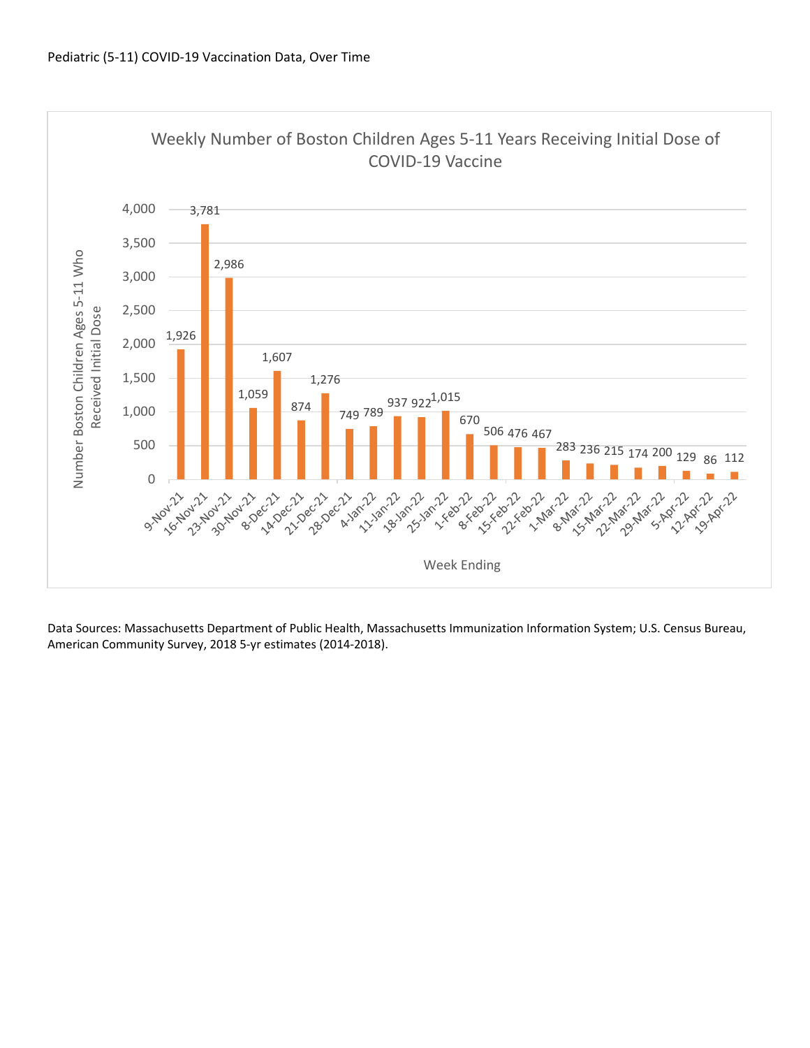Pediatric (5-11) COVID-19 Vaccination Data, Over Time

**Weekly Number of Boston Children Ages 5-11 Years Receiving Initial Dose of COVID-19 Vaccine**

| Week Ending | Number Boston Children Ages 5-11 Who Received Initial Dose |
|---|---|
| 9-Nov-21 | 1,926 |
| 16-Nov-21 | 3,781 |
| 23-Nov-21 | 2,986 |
| 30-Nov-21 | 1,059 |
| 8-Dec-21 | 1,607 |
| 14-Dec-21 | 874 |
| 21-Dec-21 | 1,276 |
| 28-Dec-21 | 749 |
| 4-Jan-22 | 789 |
| 11-Jan-22 | 937 |
| 18-Jan-22 | 922 |
| 25-Jan-22 | 1,015 |
| 1-Feb-22 | 670 |
| 8-Feb-22 | 506 |
| 15-Feb-22 | 476 |
| 22-Feb-22 | 467 |
| 1-Mar-22 | 283 |
| 8-Mar-22 | 236 |
| 15-Mar-22 | 215 |
| 22-Mar-22 | 174 |
| 29-Mar-22 | 200 |
| 5-Apr-22 | 129 |
| 12-Apr-22 | 86 |
| 19-Apr-22 | 112 |

Data Sources: Massachusetts Department of Public Health, Massachusetts Immunization Information System; U.S. Census Bureau, American Community Survey, 2018 5-yr estimates (2014-2018).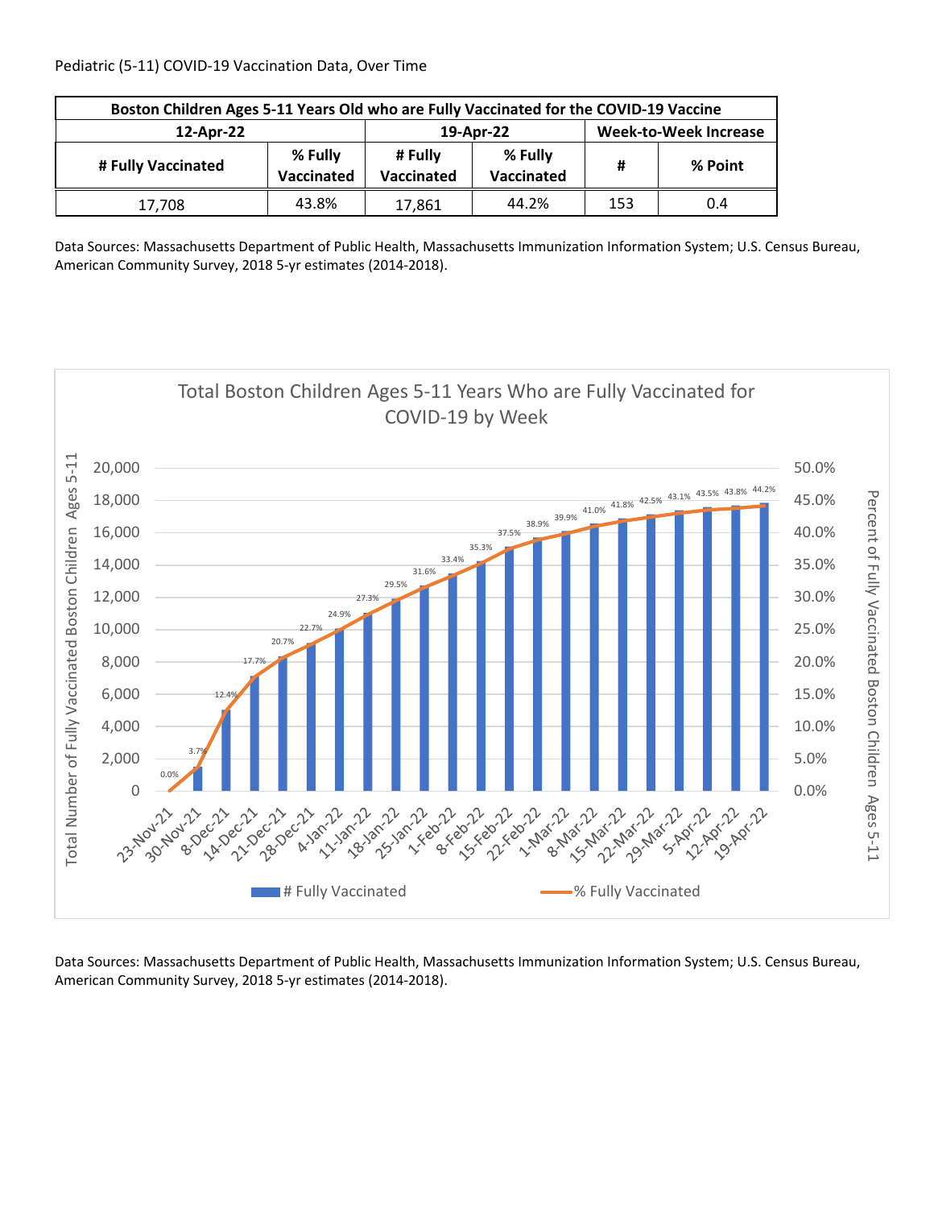Pediatric (5-11) COVID-19 Vaccination Data, Over Time

| Boston Children Ages 5-11 Years Old who are Fully Vaccinated for the COVID-19 Vaccine | | | | | |
|---|---|---|---|---|---|
| 12-Apr-22 | | 19-Apr-22 | | Week-to-Week Increase | |
| # Fully Vaccinated | % Fully Vaccinated | # Fully Vaccinated | % Fully Vaccinated | # | % Point |
| 17,708 | 43.8% | 17,861 | 44.2% | 153 | 0.4 |

Data Sources: Massachusetts Department of Public Health, Massachusetts Immunization Information System; U.S. Census Bureau, American Community Survey, 2018 5-yr estimates (2014-2018).

Data Sources: Massachusetts Department of Public Health, Massachusetts Immunization Information System; U.S. Census Bureau, American Community Survey, 2018 5-yr estimates (2014-2018).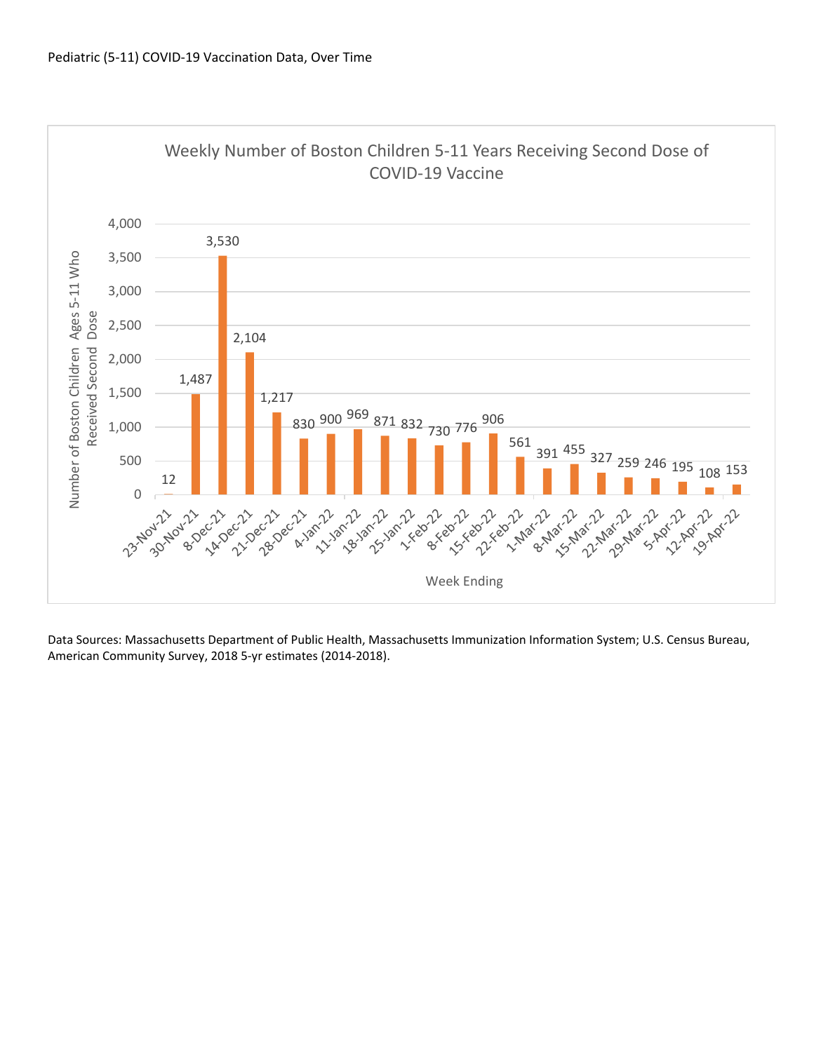Pediatric (5-11) COVID-19 Vaccination Data, Over Time

**Weekly Number of Boston Children 5-11 Years Receiving Second Dose of COVID-19 Vaccine**

| Week Ending | Number of Boston Children Ages 5-11 Who Received Second Dose |
|---|---|
| 23-Nov-21 | 12 |
| 30-Nov-21 | 1,487 |
| 8-Dec-21 | 3,530 |
| 14-Dec-21 | 2,104 |
| 21-Dec-21 | 1,217 |
| 28-Dec-21 | 830 |
| 4-Jan-22 | 900 |
| 11-Jan-22 | 969 |
| 18-Jan-22 | 871 |
| 25-Jan-22 | 832 |
| 1-Feb-22 | 730 |
| 8-Feb-22 | 776 |
| 15-Feb-22 | 906 |
| 22-Feb-22 | 561 |
| 1-Mar-22 | 391 |
| 8-Mar-22 | 455 |
| 15-Mar-22 | 327 |
| 22-Mar-22 | 259 |
| 29-Mar-22 | 246 |
| 5-Apr-22 | 195 |
| 12-Apr-22 | 108 |
| 19-Apr-22 | 153 |

Data Sources: Massachusetts Department of Public Health, Massachusetts Immunization Information System; U.S. Census Bureau, American Community Survey, 2018 5-yr estimates (2014-2018).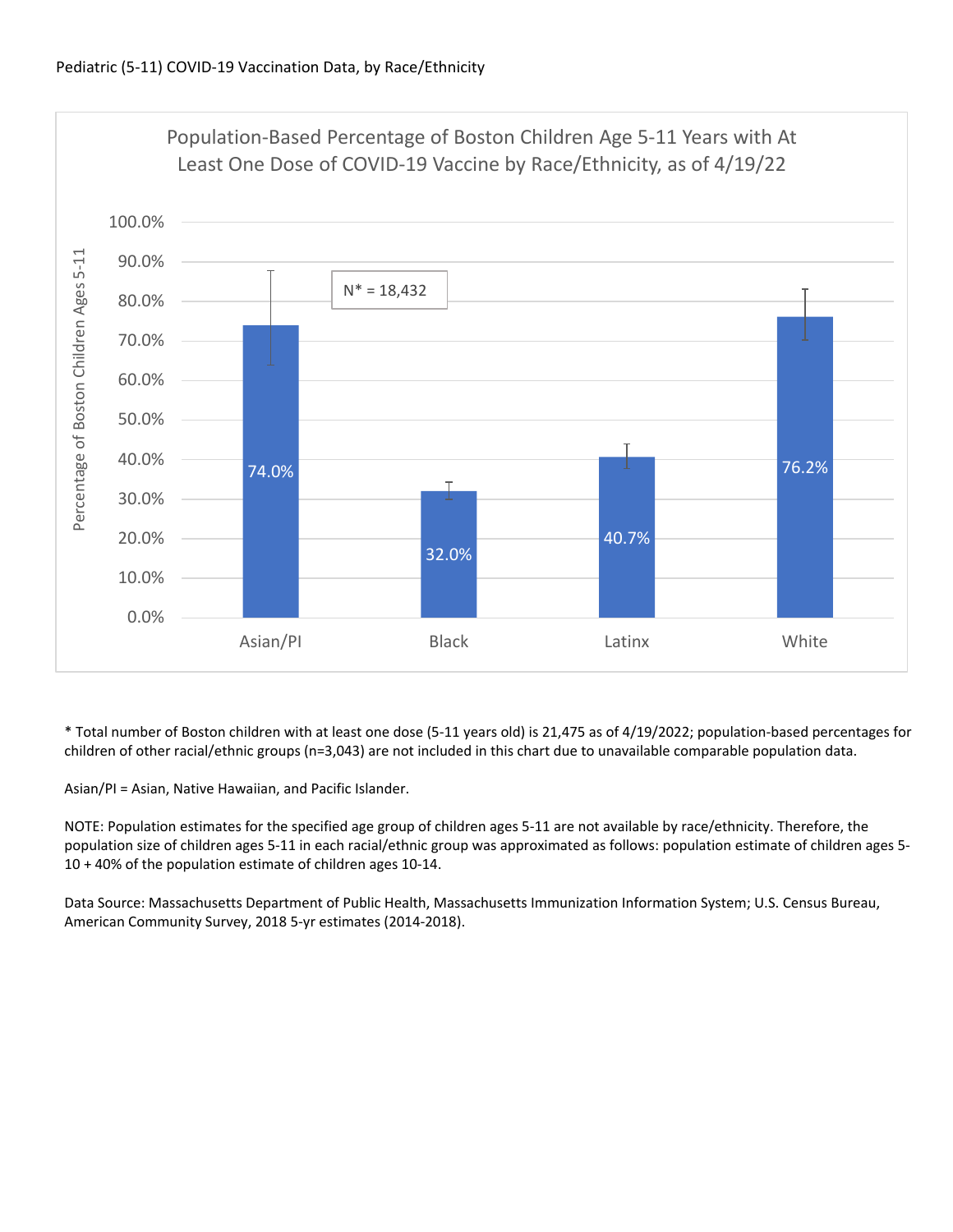Pediatric (5-11) COVID-19 Vaccination Data, by Race/Ethnicity

## Population-Based Percentage of Boston Children Age 5-11 Years with At Least One Dose of COVID-19 Vaccine by Race/Ethnicity, as of 4/19/22

N* = 18,432

| Race/Ethnicity | Percentage of Boston Children Ages 5-11 |
|---|---|
| Asian/PI | 74.0% |
| Black | 32.0% |
| Latinx | 40.7% |
| White | 76.2% |

* Total number of Boston children with at least one dose (5-11 years old) is 21,475 as of 4/19/2022; population-based percentages for children of other racial/ethnic groups (n=3,043) are not included in this chart due to unavailable comparable population data.

Asian/PI = Asian, Native Hawaiian, and Pacific Islander.

NOTE: Population estimates for the specified age group of children ages 5-11 are not available by race/ethnicity. Therefore, the population size of children ages 5-11 in each racial/ethnic group was approximated as follows: population estimate of children ages 5-10 + 40% of the population estimate of children ages 10-14.

Data Source: Massachusetts Department of Public Health, Massachusetts Immunization Information System; U.S. Census Bureau, American Community Survey, 2018 5-yr estimates (2014-2018).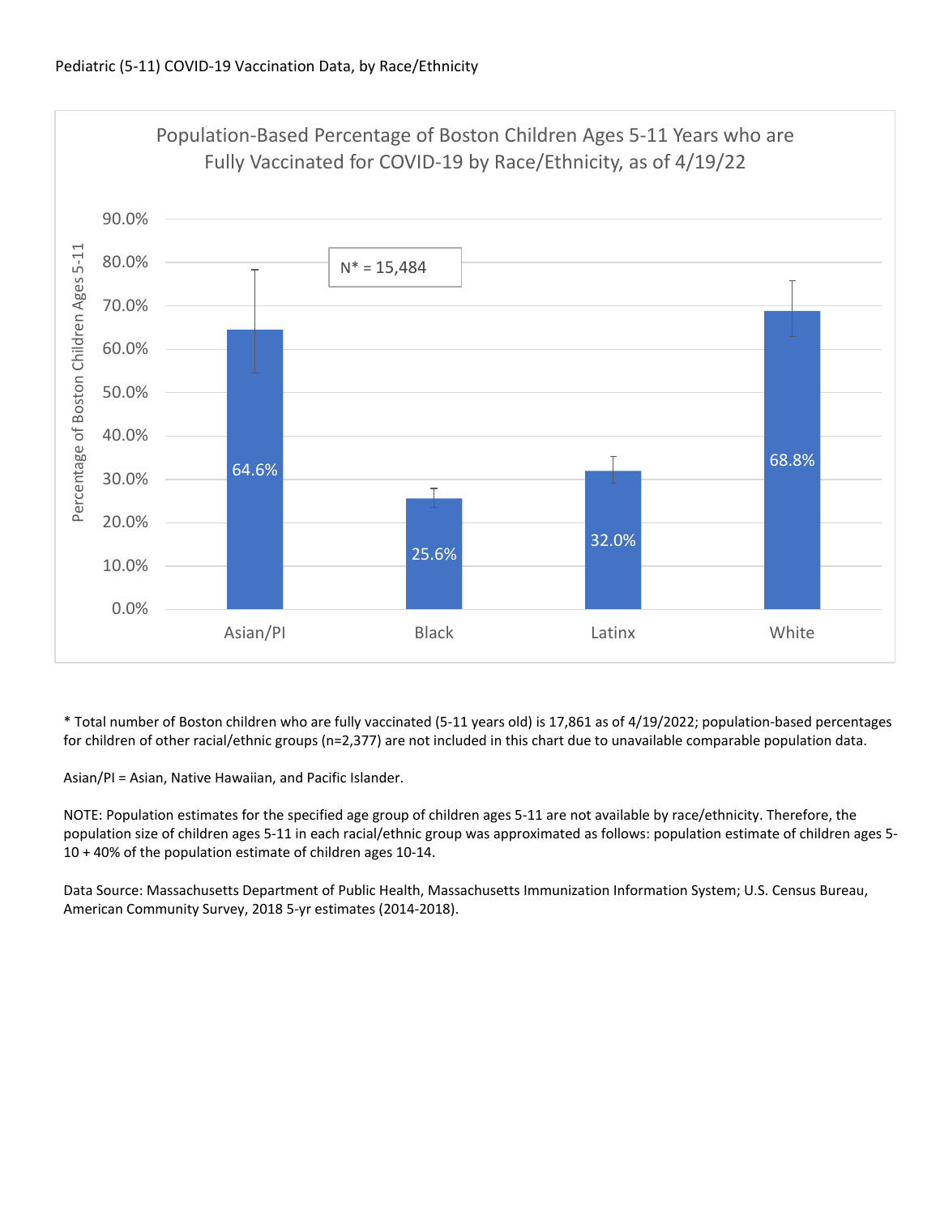Pediatric (5-11) COVID-19 Vaccination Data, by Race/Ethnicity

Population-Based Percentage of Boston Children Ages 5-11 Years who are Fully Vaccinated for COVID-19 by Race/Ethnicity, as of 4/19/22

N* = 15,484

| Race/Ethnicity | Percentage of Boston Children Ages 5-11 |
| --- | --- |
| Asian/PI | 64.6% |
| Black | 25.6% |
| Latinx | 32.0% |
| White | 68.8% |

\* Total number of Boston children who are fully vaccinated (5-11 years old) is 17,861 as of 4/19/2022; population-based percentages for children of other racial/ethnic groups (n=2,377) are not included in this chart due to unavailable comparable population data.

Asian/PI = Asian, Native Hawaiian, and Pacific Islander.

NOTE: Population estimates for the specified age group of children ages 5-11 are not available by race/ethnicity. Therefore, the population size of children ages 5-11 in each racial/ethnic group was approximated as follows: population estimate of children ages 5-10 + 40% of the population estimate of children ages 10-14.

Data Source: Massachusetts Department of Public Health, Massachusetts Immunization Information System; U.S. Census Bureau, American Community Survey, 2018 5-yr estimates (2014-2018).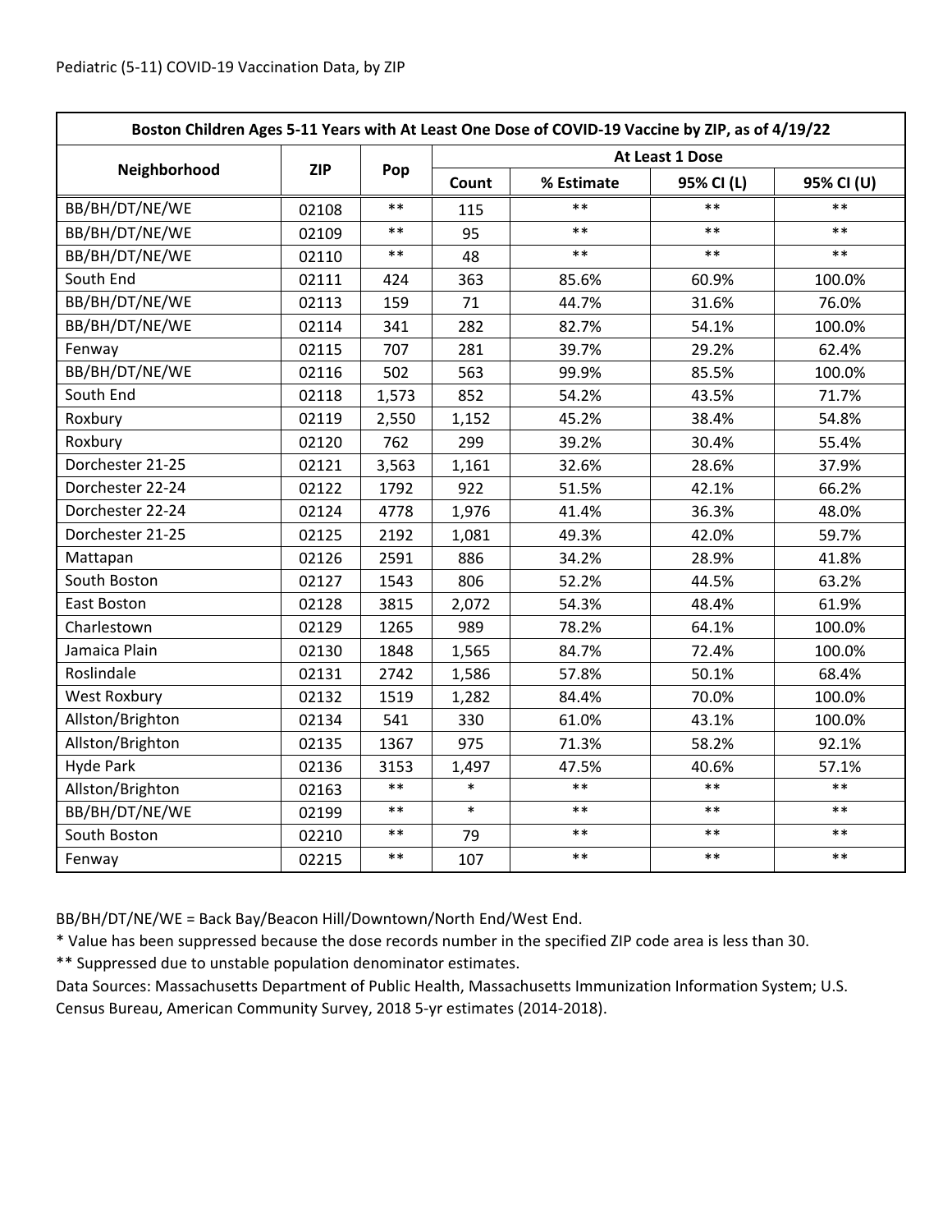Pediatric (5-11) COVID-19 Vaccination Data, by ZIP

| Boston Children Ages 5-11 Years with At Least One Dose of COVID-19 Vaccine by ZIP, as of 4/19/22 | | | | | | |
|---|---|---|---|---|---|---|
| Neighborhood | ZIP | Pop | At Least 1 Dose | | | |
| | | | Count | % Estimate | 95% CI (L) | 95% CI (U) |
| BB/BH/DT/NE/WE | 02108 | ** | 115 | ** | ** | ** |
| BB/BH/DT/NE/WE | 02109 | ** | 95 | ** | ** | ** |
| BB/BH/DT/NE/WE | 02110 | ** | 48 | ** | ** | ** |
| South End | 02111 | 424 | 363 | 85.6% | 60.9% | 100.0% |
| BB/BH/DT/NE/WE | 02113 | 159 | 71 | 44.7% | 31.6% | 76.0% |
| BB/BH/DT/NE/WE | 02114 | 341 | 282 | 82.7% | 54.1% | 100.0% |
| Fenway | 02115 | 707 | 281 | 39.7% | 29.2% | 62.4% |
| BB/BH/DT/NE/WE | 02116 | 502 | 563 | 99.9% | 85.5% | 100.0% |
| South End | 02118 | 1,573 | 852 | 54.2% | 43.5% | 71.7% |
| Roxbury | 02119 | 2,550 | 1,152 | 45.2% | 38.4% | 54.8% |
| Roxbury | 02120 | 762 | 299 | 39.2% | 30.4% | 55.4% |
| Dorchester 21-25 | 02121 | 3,563 | 1,161 | 32.6% | 28.6% | 37.9% |
| Dorchester 22-24 | 02122 | 1792 | 922 | 51.5% | 42.1% | 66.2% |
| Dorchester 22-24 | 02124 | 4778 | 1,976 | 41.4% | 36.3% | 48.0% |
| Dorchester 21-25 | 02125 | 2192 | 1,081 | 49.3% | 42.0% | 59.7% |
| Mattapan | 02126 | 2591 | 886 | 34.2% | 28.9% | 41.8% |
| South Boston | 02127 | 1543 | 806 | 52.2% | 44.5% | 63.2% |
| East Boston | 02128 | 3815 | 2,072 | 54.3% | 48.4% | 61.9% |
| Charlestown | 02129 | 1265 | 989 | 78.2% | 64.1% | 100.0% |
| Jamaica Plain | 02130 | 1848 | 1,565 | 84.7% | 72.4% | 100.0% |
| Roslindale | 02131 | 2742 | 1,586 | 57.8% | 50.1% | 68.4% |
| West Roxbury | 02132 | 1519 | 1,282 | 84.4% | 70.0% | 100.0% |
| Allston/Brighton | 02134 | 541 | 330 | 61.0% | 43.1% | 100.0% |
| Allston/Brighton | 02135 | 1367 | 975 | 71.3% | 58.2% | 92.1% |
| Hyde Park | 02136 | 3153 | 1,497 | 47.5% | 40.6% | 57.1% |
| Allston/Brighton | 02163 | ** | * | ** | ** | ** |
| BB/BH/DT/NE/WE | 02199 | ** | * | ** | ** | ** |
| South Boston | 02210 | ** | 79 | ** | ** | ** |
| Fenway | 02215 | ** | 107 | ** | ** | ** |

BB/BH/DT/NE/WE = Back Bay/Beacon Hill/Downtown/North End/West End.

* Value has been suppressed because the dose records number in the specified ZIP code area is less than 30.

** Suppressed due to unstable population denominator estimates.

Data Sources: Massachusetts Department of Public Health, Massachusetts Immunization Information System; U.S. Census Bureau, American Community Survey, 2018 5-yr estimates (2014-2018).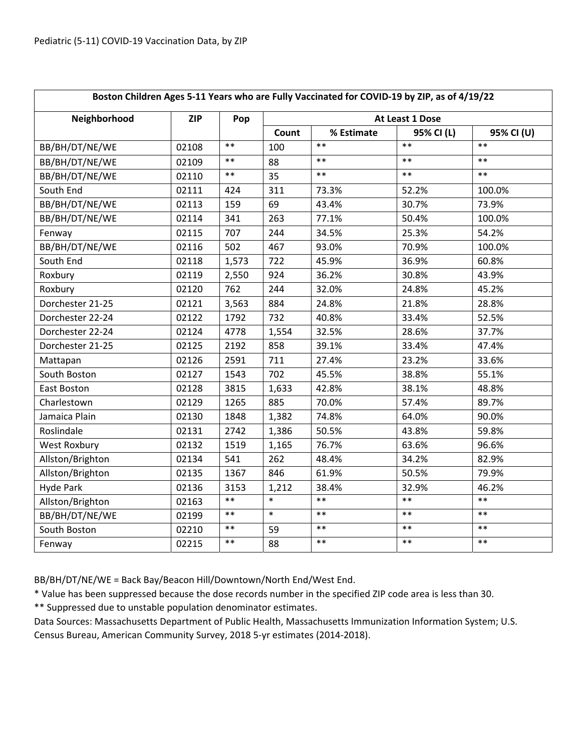Pediatric (5-11) COVID-19 Vaccination Data, by ZIP

| Boston Children Ages 5-11 Years who are Fully Vaccinated for COVID-19 by ZIP, as of 4/19/22 | | | | | | |
|---|---|---|---|---|---|---|
| Neighborhood | ZIP | Pop | At Least 1 Dose | | | |
| | | | Count | % Estimate | 95% CI (L) | 95% CI (U) |
| BB/BH/DT/NE/WE | 02108 | ** | 100 | ** | ** | ** |
| BB/BH/DT/NE/WE | 02109 | ** | 88 | ** | ** | ** |
| BB/BH/DT/NE/WE | 02110 | ** | 35 | ** | ** | ** |
| South End | 02111 | 424 | 311 | 73.3% | 52.2% | 100.0% |
| BB/BH/DT/NE/WE | 02113 | 159 | 69 | 43.4% | 30.7% | 73.9% |
| BB/BH/DT/NE/WE | 02114 | 341 | 263 | 77.1% | 50.4% | 100.0% |
| Fenway | 02115 | 707 | 244 | 34.5% | 25.3% | 54.2% |
| BB/BH/DT/NE/WE | 02116 | 502 | 467 | 93.0% | 70.9% | 100.0% |
| South End | 02118 | 1,573 | 722 | 45.9% | 36.9% | 60.8% |
| Roxbury | 02119 | 2,550 | 924 | 36.2% | 30.8% | 43.9% |
| Roxbury | 02120 | 762 | 244 | 32.0% | 24.8% | 45.2% |
| Dorchester 21-25 | 02121 | 3,563 | 884 | 24.8% | 21.8% | 28.8% |
| Dorchester 22-24 | 02122 | 1792 | 732 | 40.8% | 33.4% | 52.5% |
| Dorchester 22-24 | 02124 | 4778 | 1,554 | 32.5% | 28.6% | 37.7% |
| Dorchester 21-25 | 02125 | 2192 | 858 | 39.1% | 33.4% | 47.4% |
| Mattapan | 02126 | 2591 | 711 | 27.4% | 23.2% | 33.6% |
| South Boston | 02127 | 1543 | 702 | 45.5% | 38.8% | 55.1% |
| East Boston | 02128 | 3815 | 1,633 | 42.8% | 38.1% | 48.8% |
| Charlestown | 02129 | 1265 | 885 | 70.0% | 57.4% | 89.7% |
| Jamaica Plain | 02130 | 1848 | 1,382 | 74.8% | 64.0% | 90.0% |
| Roslindale | 02131 | 2742 | 1,386 | 50.5% | 43.8% | 59.8% |
| West Roxbury | 02132 | 1519 | 1,165 | 76.7% | 63.6% | 96.6% |
| Allston/Brighton | 02134 | 541 | 262 | 48.4% | 34.2% | 82.9% |
| Allston/Brighton | 02135 | 1367 | 846 | 61.9% | 50.5% | 79.9% |
| Hyde Park | 02136 | 3153 | 1,212 | 38.4% | 32.9% | 46.2% |
| Allston/Brighton | 02163 | ** | * | ** | ** | ** |
| BB/BH/DT/NE/WE | 02199 | ** | * | ** | ** | ** |
| South Boston | 02210 | ** | 59 | ** | ** | ** |
| Fenway | 02215 | ** | 88 | ** | ** | ** |

BB/BH/DT/NE/WE = Back Bay/Beacon Hill/Downtown/North End/West End.

* Value has been suppressed because the dose records number in the specified ZIP code area is less than 30.

** Suppressed due to unstable population denominator estimates.

Data Sources: Massachusetts Department of Public Health, Massachusetts Immunization Information System; U.S. Census Bureau, American Community Survey, 2018 5-yr estimates (2014-2018).